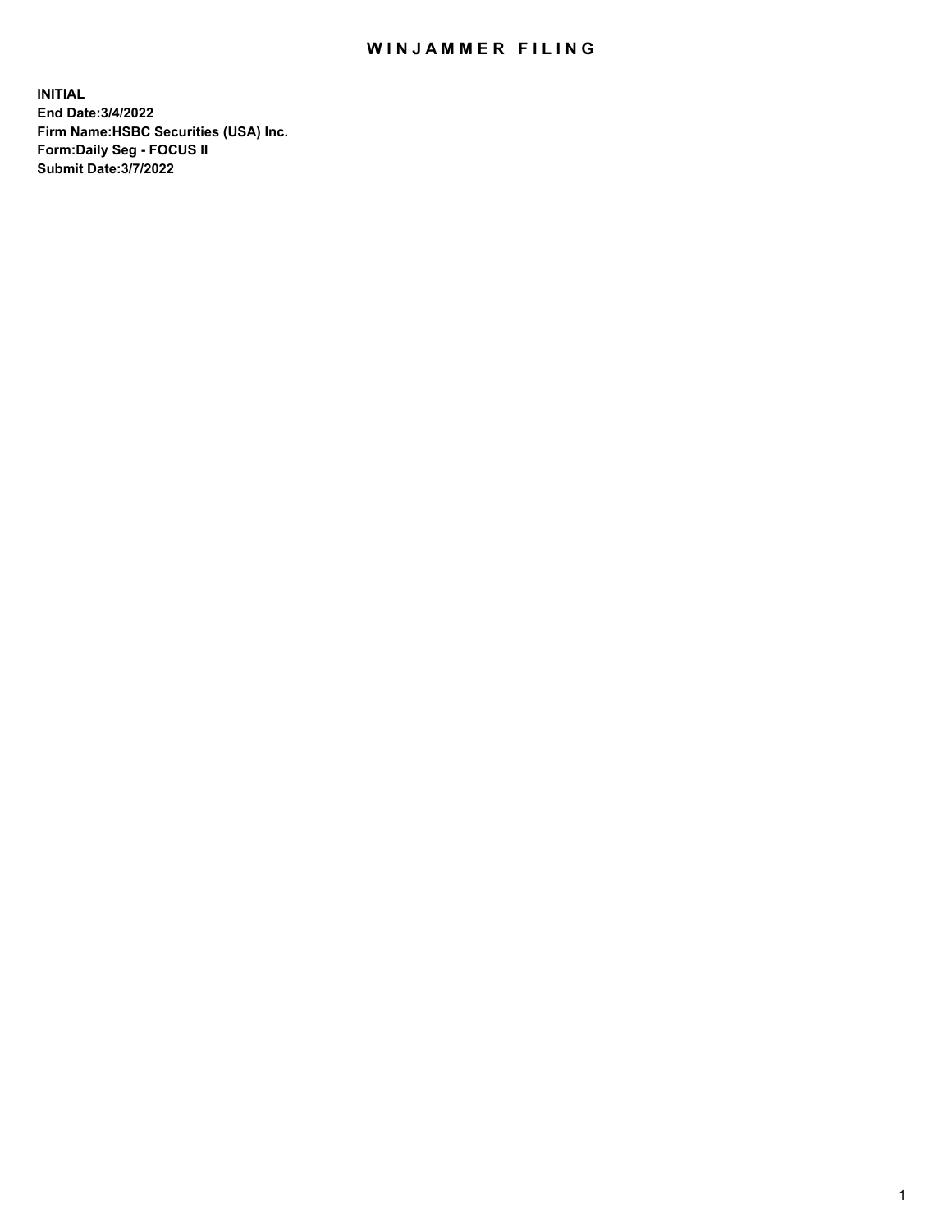# WINJAMMER FILING

**INITIAL**
**End Date:3/4/2022**
**Firm Name:HSBC Securities (USA) Inc.**
**Form:Daily Seg - FOCUS II**
**Submit Date:3/7/2022**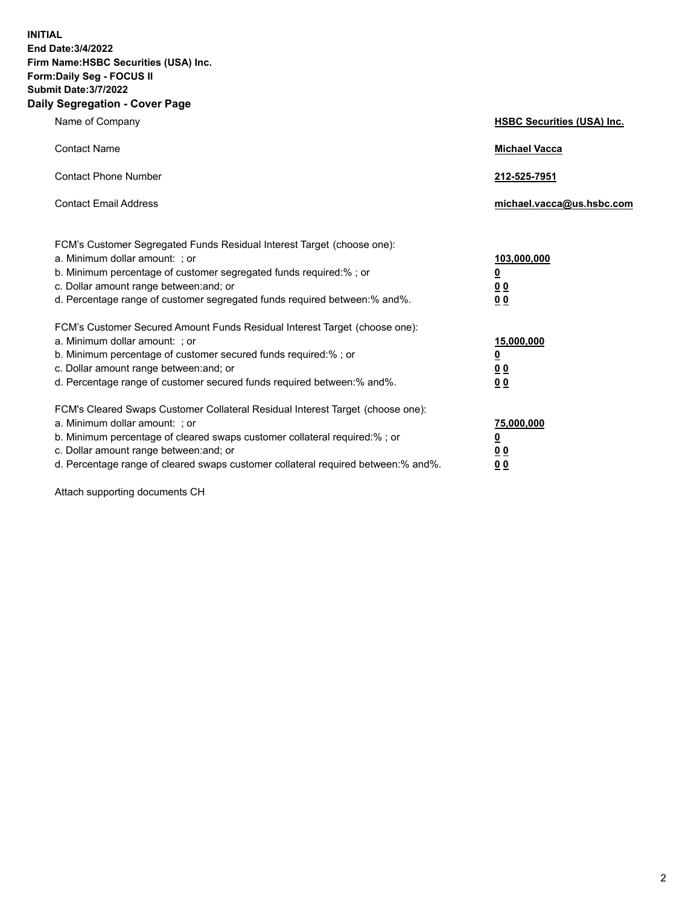**INITIAL**
**End Date:3/4/2022**
**Firm Name:HSBC Securities (USA) Inc.**
**Form:Daily Seg - FOCUS II**
**Submit Date:3/7/2022**

## Daily Segregation - Cover Page

| | |
|---|---|
| Name of Company | **HSBC Securities (USA) Inc.** |
| Contact Name | **Michael Vacca** |
| Contact Phone Number | **212-525-7951** |
| Contact Email Address | **michael.vacca@us.hsbc.com** |

| | |
|---|---|
| FCM's Customer Segregated Funds Residual Interest Target (choose one): | |
| a. Minimum dollar amount: ; or | **103,000,000** |
| b. Minimum percentage of customer segregated funds required:% ; or | **0** |
| c. Dollar amount range between:and; or | **0 0** |
| d. Percentage range of customer segregated funds required between:% and%. | **0 0** |
| FCM's Customer Secured Amount Funds Residual Interest Target (choose one): | |
| a. Minimum dollar amount: ; or | **15,000,000** |
| b. Minimum percentage of customer secured funds required:% ; or | **0** |
| c. Dollar amount range between:and; or | **0 0** |
| d. Percentage range of customer secured funds required between:% and%. | **0 0** |
| FCM's Cleared Swaps Customer Collateral Residual Interest Target (choose one): | |
| a. Minimum dollar amount: ; or | **75,000,000** |
| b. Minimum percentage of cleared swaps customer collateral required:% ; or | **0** |
| c. Dollar amount range between:and; or | **0 0** |
| d. Percentage range of cleared swaps customer collateral required between:% and%. | **0 0** |

Attach supporting documents CH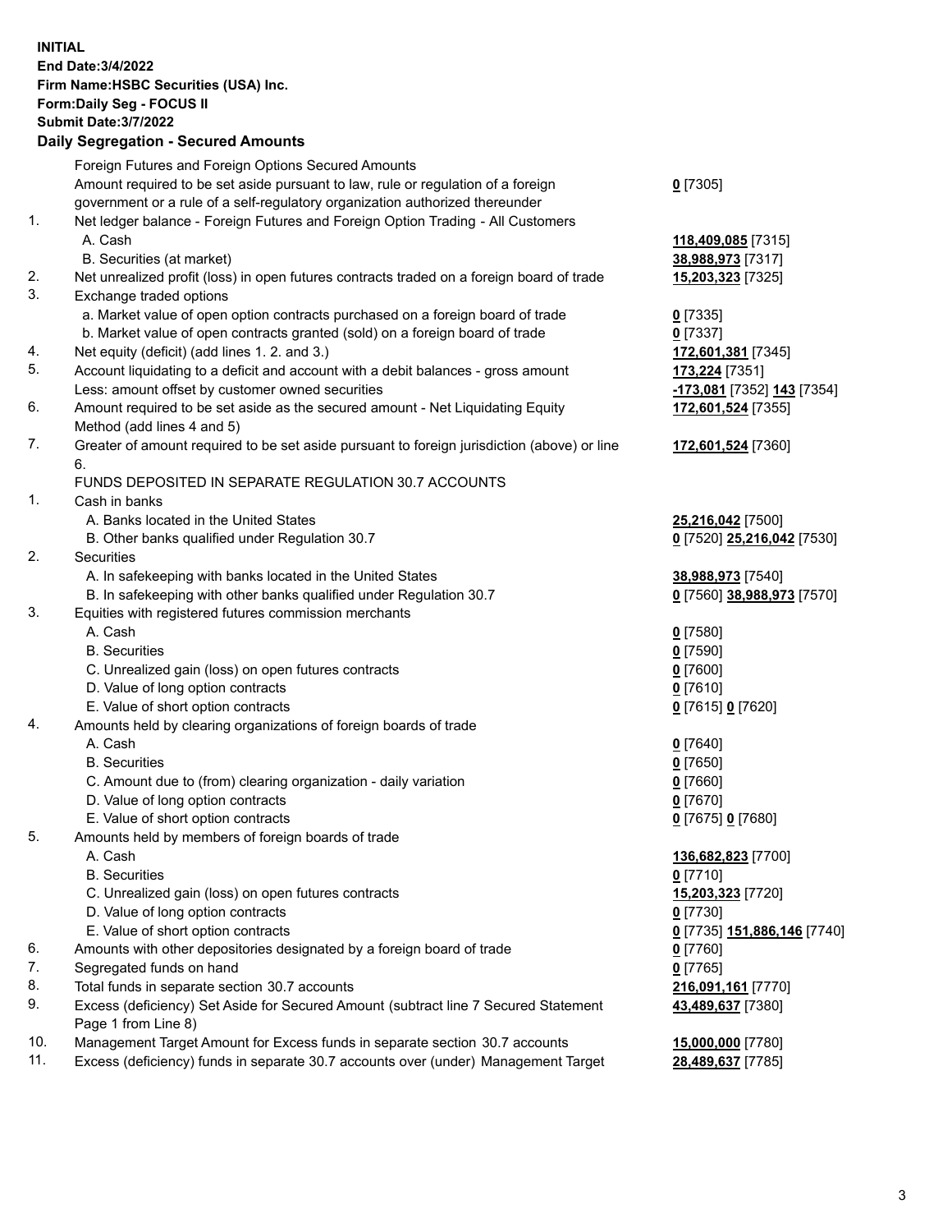**INITIAL**
**End Date:3/4/2022**
**Firm Name:HSBC Securities (USA) Inc.**
**Form:Daily Seg - FOCUS II**
**Submit Date:3/7/2022**

## Daily Segregation - Secured Amounts

| | | |
|---|---|---|
| | Foreign Futures and Foreign Options Secured Amounts | |
| | Amount required to be set aside pursuant to law, rule or regulation of a foreign government or a rule of a self-regulatory organization authorized thereunder | **0** [7305] |
| 1. | Net ledger balance - Foreign Futures and Foreign Option Trading - All Customers | |
| | A. Cash | **118,409,085** [7315] |
| | B. Securities (at market) | **38,988,973** [7317] |
| 2. | Net unrealized profit (loss) in open futures contracts traded on a foreign board of trade | **15,203,323** [7325] |
| 3. | Exchange traded options | |
| | a. Market value of open option contracts purchased on a foreign board of trade | **0** [7335] |
| | b. Market value of open contracts granted (sold) on a foreign board of trade | **0** [7337] |
| 4. | Net equity (deficit) (add lines 1. 2. and 3.) | **172,601,381** [7345] |
| 5. | Account liquidating to a deficit and account with a debit balances - gross amount | **173,224** [7351] |
| | Less: amount offset by customer owned securities | **-173,081** [7352] **143** [7354] |
| 6. | Amount required to be set aside as the secured amount - Net Liquidating Equity Method (add lines 4 and 5) | **172,601,524** [7355] |
| 7. | Greater of amount required to be set aside pursuant to foreign jurisdiction (above) or line 6. | **172,601,524** [7360] |
| | FUNDS DEPOSITED IN SEPARATE REGULATION 30.7 ACCOUNTS | |
| 1. | Cash in banks | |
| | A. Banks located in the United States | **25,216,042** [7500] |
| | B. Other banks qualified under Regulation 30.7 | **0** [7520] **25,216,042** [7530] |
| 2. | Securities | |
| | A. In safekeeping with banks located in the United States | **38,988,973** [7540] |
| | B. In safekeeping with other banks qualified under Regulation 30.7 | **0** [7560] **38,988,973** [7570] |
| 3. | Equities with registered futures commission merchants | |
| | A. Cash | **0** [7580] |
| | B. Securities | **0** [7590] |
| | C. Unrealized gain (loss) on open futures contracts | **0** [7600] |
| | D. Value of long option contracts | **0** [7610] |
| | E. Value of short option contracts | **0** [7615] **0** [7620] |
| 4. | Amounts held by clearing organizations of foreign boards of trade | |
| | A. Cash | **0** [7640] |
| | B. Securities | **0** [7650] |
| | C. Amount due to (from) clearing organization - daily variation | **0** [7660] |
| | D. Value of long option contracts | **0** [7670] |
| | E. Value of short option contracts | **0** [7675] **0** [7680] |
| 5. | Amounts held by members of foreign boards of trade | |
| | A. Cash | **136,682,823** [7700] |
| | B. Securities | **0** [7710] |
| | C. Unrealized gain (loss) on open futures contracts | **15,203,323** [7720] |
| | D. Value of long option contracts | **0** [7730] |
| | E. Value of short option contracts | **0** [7735] **151,886,146** [7740] |
| 6. | Amounts with other depositories designated by a foreign board of trade | **0** [7760] |
| 7. | Segregated funds on hand | **0** [7765] |
| 8. | Total funds in separate section 30.7 accounts | **216,091,161** [7770] |
| 9. | Excess (deficiency) Set Aside for Secured Amount (subtract line 7 Secured Statement Page 1 from Line 8) | **43,489,637** [7380] |
| 10. | Management Target Amount for Excess funds in separate section 30.7 accounts | **15,000,000** [7780] |
| 11. | Excess (deficiency) funds in separate 30.7 accounts over (under) Management Target | **28,489,637** [7785] |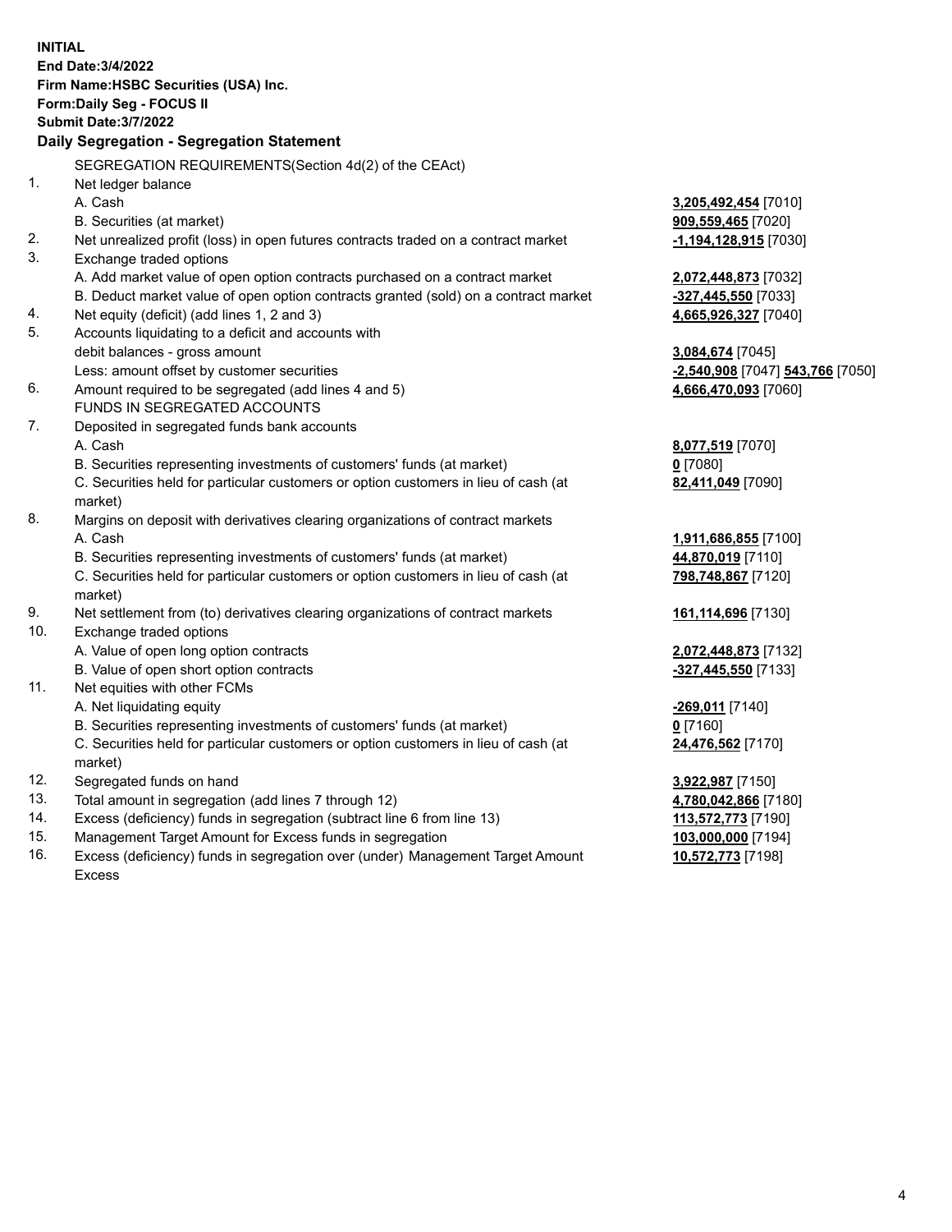**INITIAL**
**End Date:3/4/2022**
**Firm Name:HSBC Securities (USA) Inc.**
**Form:Daily Seg - FOCUS II**
**Submit Date:3/7/2022**

## Daily Segregation - Segregation Statement

SEGREGATION REQUIREMENTS(Section 4d(2) of the CEAct)

| | | |
|---|---|---|
| 1. | Net ledger balance | |
| | A. Cash | **3,205,492,454** [7010] |
| | B. Securities (at market) | **909,559,465** [7020] |
| 2. | Net unrealized profit (loss) in open futures contracts traded on a contract market | **-1,194,128,915** [7030] |
| 3. | Exchange traded options | |
| | A. Add market value of open option contracts purchased on a contract market | **2,072,448,873** [7032] |
| | B. Deduct market value of open option contracts granted (sold) on a contract market | **-327,445,550** [7033] |
| 4. | Net equity (deficit) (add lines 1, 2 and 3) | **4,665,926,327** [7040] |
| 5. | Accounts liquidating to a deficit and accounts with debit balances - gross amount | **3,084,674** [7045] |
| | Less: amount offset by customer securities | **-2,540,908** [7047] **543,766** [7050] |
| 6. | Amount required to be segregated (add lines 4 and 5) | **4,666,470,093** [7060] |
| | FUNDS IN SEGREGATED ACCOUNTS | |
| 7. | Deposited in segregated funds bank accounts | |
| | A. Cash | **8,077,519** [7070] |
| | B. Securities representing investments of customers' funds (at market) | **0** [7080] |
| | C. Securities held for particular customers or option customers in lieu of cash (at market) | **82,411,049** [7090] |
| 8. | Margins on deposit with derivatives clearing organizations of contract markets | |
| | A. Cash | **1,911,686,855** [7100] |
| | B. Securities representing investments of customers' funds (at market) | **44,870,019** [7110] |
| | C. Securities held for particular customers or option customers in lieu of cash (at market) | **798,748,867** [7120] |
| 9. | Net settlement from (to) derivatives clearing organizations of contract markets | **161,114,696** [7130] |
| 10. | Exchange traded options | |
| | A. Value of open long option contracts | **2,072,448,873** [7132] |
| | B. Value of open short option contracts | **-327,445,550** [7133] |
| 11. | Net equities with other FCMs | |
| | A. Net liquidating equity | **-269,011** [7140] |
| | B. Securities representing investments of customers' funds (at market) | **0** [7160] |
| | C. Securities held for particular customers or option customers in lieu of cash (at market) | **24,476,562** [7170] |
| 12. | Segregated funds on hand | **3,922,987** [7150] |
| 13. | Total amount in segregation (add lines 7 through 12) | **4,780,042,866** [7180] |
| 14. | Excess (deficiency) funds in segregation (subtract line 6 from line 13) | **113,572,773** [7190] |
| 15. | Management Target Amount for Excess funds in segregation | **103,000,000** [7194] |
| 16. | Excess (deficiency) funds in segregation over (under) Management Target Amount Excess | **10,572,773** [7198] |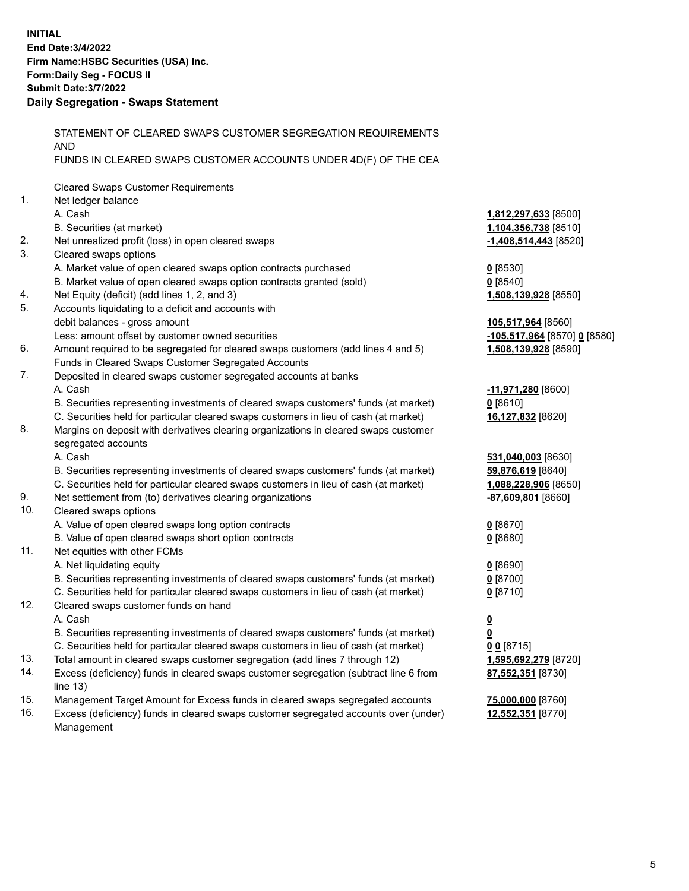**INITIAL**
**End Date:3/4/2022**
**Firm Name:HSBC Securities (USA) Inc.**
**Form:Daily Seg - FOCUS II**
**Submit Date:3/7/2022**
**Daily Segregation - Swaps Statement**

STATEMENT OF CLEARED SWAPS CUSTOMER SEGREGATION REQUIREMENTS AND FUNDS IN CLEARED SWAPS CUSTOMER ACCOUNTS UNDER 4D(F) OF THE CEA

| | | |
|---|---|---|
| | Cleared Swaps Customer Requirements | |
| 1. | Net ledger balance | |
| | A. Cash | **1,812,297,633** [8500] |
| | B. Securities (at market) | **1,104,356,738** [8510] |
| 2. | Net unrealized profit (loss) in open cleared swaps | **-1,408,514,443** [8520] |
| 3. | Cleared swaps options | |
| | A. Market value of open cleared swaps option contracts purchased | **0** [8530] |
| | B. Market value of open cleared swaps option contracts granted (sold) | **0** [8540] |
| 4. | Net Equity (deficit) (add lines 1, 2, and 3) | **1,508,139,928** [8550] |
| 5. | Accounts liquidating to a deficit and accounts with debit balances - gross amount | **105,517,964** [8560] |
| | Less: amount offset by customer owned securities | **-105,517,964** [8570] **0** [8580] |
| 6. | Amount required to be segregated for cleared swaps customers (add lines 4 and 5) | **1,508,139,928** [8590] |
| | Funds in Cleared Swaps Customer Segregated Accounts | |
| 7. | Deposited in cleared swaps customer segregated accounts at banks | |
| | A. Cash | **-11,971,280** [8600] |
| | B. Securities representing investments of cleared swaps customers' funds (at market) | **0** [8610] |
| | C. Securities held for particular cleared swaps customers in lieu of cash (at market) | **16,127,832** [8620] |
| 8. | Margins on deposit with derivatives clearing organizations in cleared swaps customer segregated accounts | |
| | A. Cash | **531,040,003** [8630] |
| | B. Securities representing investments of cleared swaps customers' funds (at market) | **59,876,619** [8640] |
| | C. Securities held for particular cleared swaps customers in lieu of cash (at market) | **1,088,228,906** [8650] |
| 9. | Net settlement from (to) derivatives clearing organizations | **-87,609,801** [8660] |
| 10. | Cleared swaps options | |
| | A. Value of open cleared swaps long option contracts | **0** [8670] |
| | B. Value of open cleared swaps short option contracts | **0** [8680] |
| 11. | Net equities with other FCMs | |
| | A. Net liquidating equity | **0** [8690] |
| | B. Securities representing investments of cleared swaps customers' funds (at market) | **0** [8700] |
| | C. Securities held for particular cleared swaps customers in lieu of cash (at market) | **0** [8710] |
| 12. | Cleared swaps customer funds on hand | |
| | A. Cash | **0** |
| | B. Securities representing investments of cleared swaps customers' funds (at market) | **0** |
| | C. Securities held for particular cleared swaps customers in lieu of cash (at market) | **0** **0** [8715] |
| 13. | Total amount in cleared swaps customer segregation (add lines 7 through 12) | **1,595,692,279** [8720] |
| 14. | Excess (deficiency) funds in cleared swaps customer segregation (subtract line 6 from line 13) | **87,552,351** [8730] |
| 15. | Management Target Amount for Excess funds in cleared swaps segregated accounts | **75,000,000** [8760] |
| 16. | Excess (deficiency) funds in cleared swaps customer segregated accounts over (under) Management | **12,552,351** [8770] |